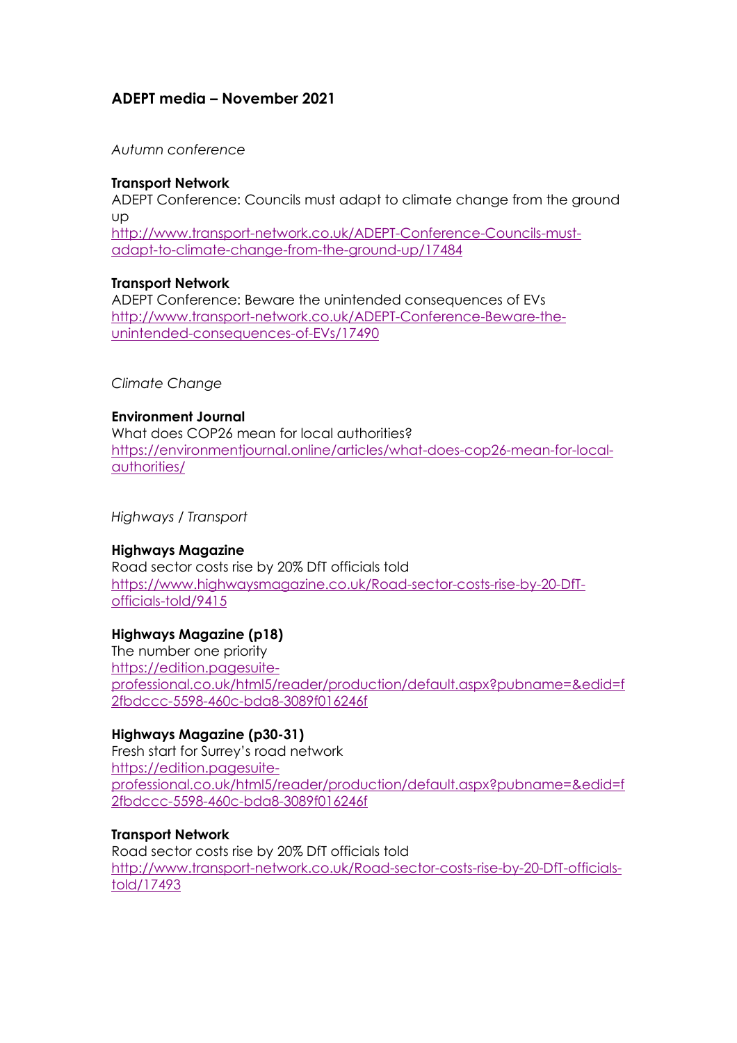## ADEPT media – November 2021

*Autumn conference*

**Transport Network**
ADEPT Conference: Councils must adapt to climate change from the ground up
http://www.transport-network.co.uk/ADEPT-Conference-Councils-must-adapt-to-climate-change-from-the-ground-up/17484

**Transport Network**
ADEPT Conference: Beware the unintended consequences of EVs
http://www.transport-network.co.uk/ADEPT-Conference-Beware-the-unintended-consequences-of-EVs/17490

*Climate Change*

**Environment Journal**
What does COP26 mean for local authorities?
https://environmentjournal.online/articles/what-does-cop26-mean-for-local-authorities/

*Highways / Transport*

**Highways Magazine**
Road sector costs rise by 20% DfT officials told
https://www.highwaysmagazine.co.uk/Road-sector-costs-rise-by-20-DfT-officials-told/9415

**Highways Magazine (p18)**
The number one priority
https://edition.pagesuite-professional.co.uk/html5/reader/production/default.aspx?pubname=&edid=f2fbdccc-5598-460c-bda8-3089f016246f

**Highways Magazine (p30-31)**
Fresh start for Surrey's road network
https://edition.pagesuite-professional.co.uk/html5/reader/production/default.aspx?pubname=&edid=f2fbdccc-5598-460c-bda8-3089f016246f

**Transport Network**
Road sector costs rise by 20% DfT officials told
http://www.transport-network.co.uk/Road-sector-costs-rise-by-20-DfT-officials-told/17493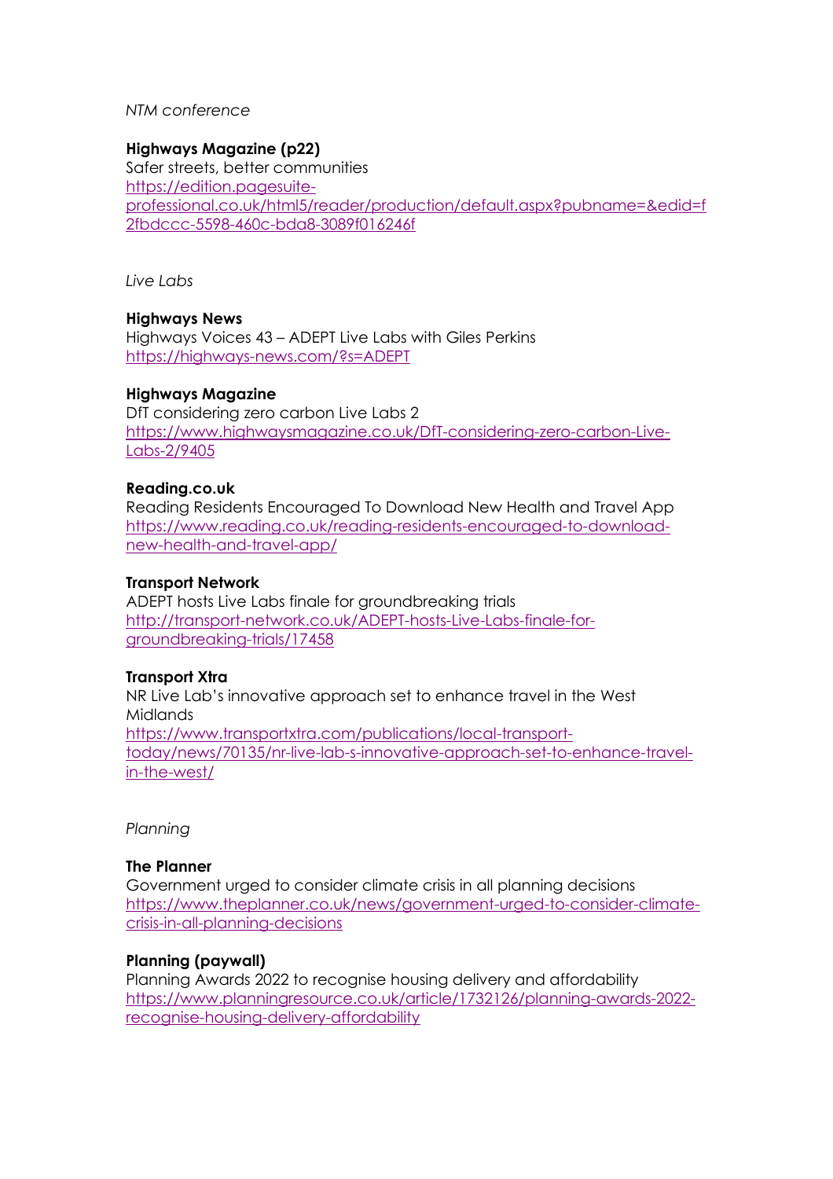*NTM conference*

**Highways Magazine (p22)**
Safer streets, better communities
https://edition.pagesuite-professional.co.uk/html5/reader/production/default.aspx?pubname=&edid=f2fbdccc-5598-460c-bda8-3089f016246f

*Live Labs*

**Highways News**
Highways Voices 43 – ADEPT Live Labs with Giles Perkins
https://highways-news.com/?s=ADEPT

**Highways Magazine**
DfT considering zero carbon Live Labs 2
https://www.highwaysmagazine.co.uk/DfT-considering-zero-carbon-Live-Labs-2/9405

**Reading.co.uk**
Reading Residents Encouraged To Download New Health and Travel App
https://www.reading.co.uk/reading-residents-encouraged-to-download-new-health-and-travel-app/

**Transport Network**
ADEPT hosts Live Labs finale for groundbreaking trials
http://transport-network.co.uk/ADEPT-hosts-Live-Labs-finale-for-groundbreaking-trials/17458

**Transport Xtra**
NR Live Lab's innovative approach set to enhance travel in the West Midlands
https://www.transportxtra.com/publications/local-transport-today/news/70135/nr-live-lab-s-innovative-approach-set-to-enhance-travel-in-the-west/

*Planning*

**The Planner**
Government urged to consider climate crisis in all planning decisions
https://www.theplanner.co.uk/news/government-urged-to-consider-climate-crisis-in-all-planning-decisions

**Planning (paywall)**
Planning Awards 2022 to recognise housing delivery and affordability
https://www.planningresource.co.uk/article/1732126/planning-awards-2022-recognise-housing-delivery-affordability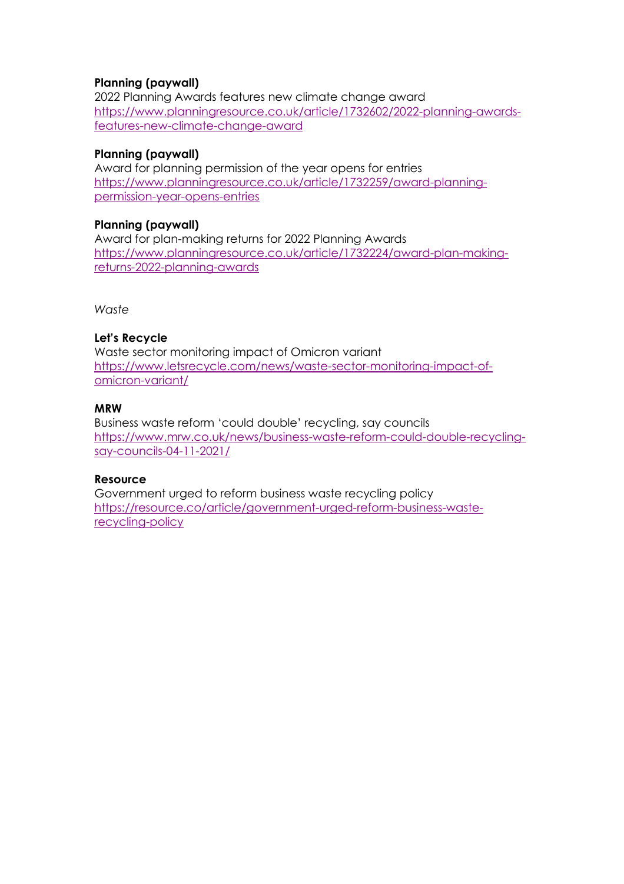**Planning (paywall)**
2022 Planning Awards features new climate change award
https://www.planningresource.co.uk/article/1732602/2022-planning-awards-features-new-climate-change-award

**Planning (paywall)**
Award for planning permission of the year opens for entries
https://www.planningresource.co.uk/article/1732259/award-planning-permission-year-opens-entries

**Planning (paywall)**
Award for plan-making returns for 2022 Planning Awards
https://www.planningresource.co.uk/article/1732224/award-plan-making-returns-2022-planning-awards

*Waste*

**Let's Recycle**
Waste sector monitoring impact of Omicron variant
https://www.letsrecycle.com/news/waste-sector-monitoring-impact-of-omicron-variant/

**MRW**
Business waste reform 'could double' recycling, say councils
https://www.mrw.co.uk/news/business-waste-reform-could-double-recycling-say-councils-04-11-2021/

**Resource**
Government urged to reform business waste recycling policy
https://resource.co/article/government-urged-reform-business-waste-recycling-policy